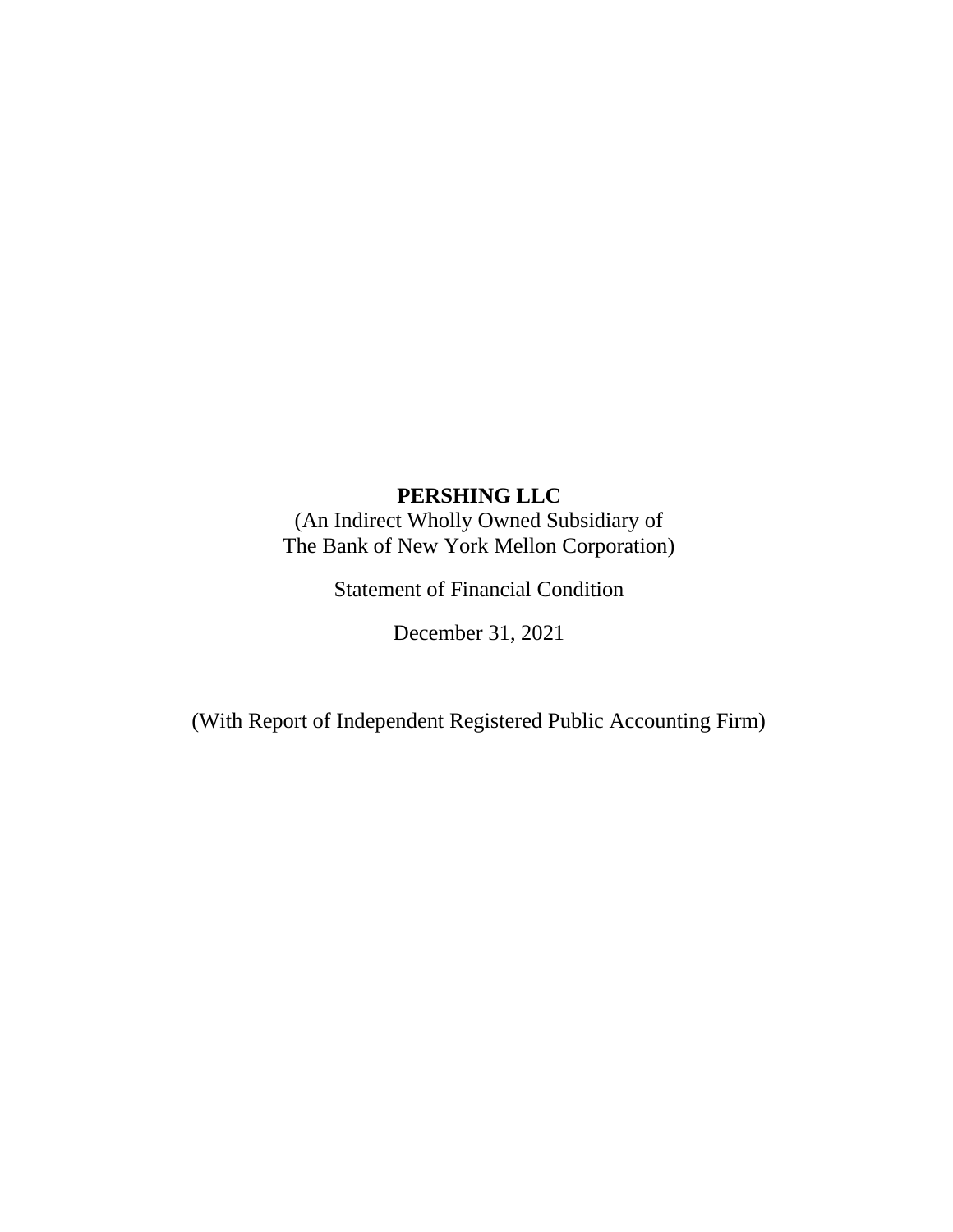# PERSHING LLC

(An Indirect Wholly Owned Subsidiary of
The Bank of New York Mellon Corporation)

Statement of Financial Condition

December 31, 2021

(With Report of Independent Registered Public Accounting Firm)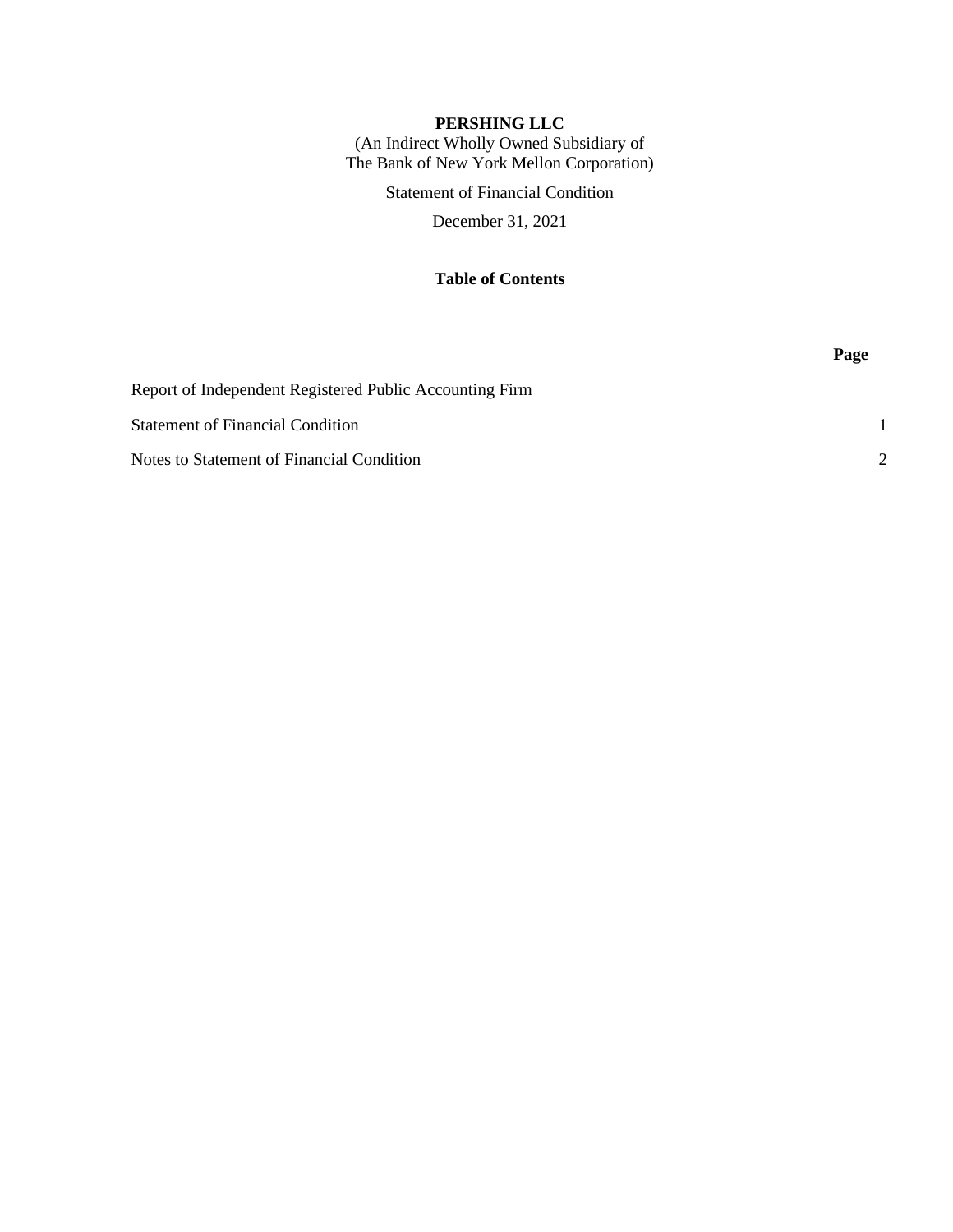**PERSHING LLC**

(An Indirect Wholly Owned Subsidiary of
The Bank of New York Mellon Corporation)

Statement of Financial Condition

December 31, 2021

**Table of Contents**

| | **Page** |
|---|---|
| Report of Independent Registered Public Accounting Firm | |
| Statement of Financial Condition | 1 |
| Notes to Statement of Financial Condition | 2 |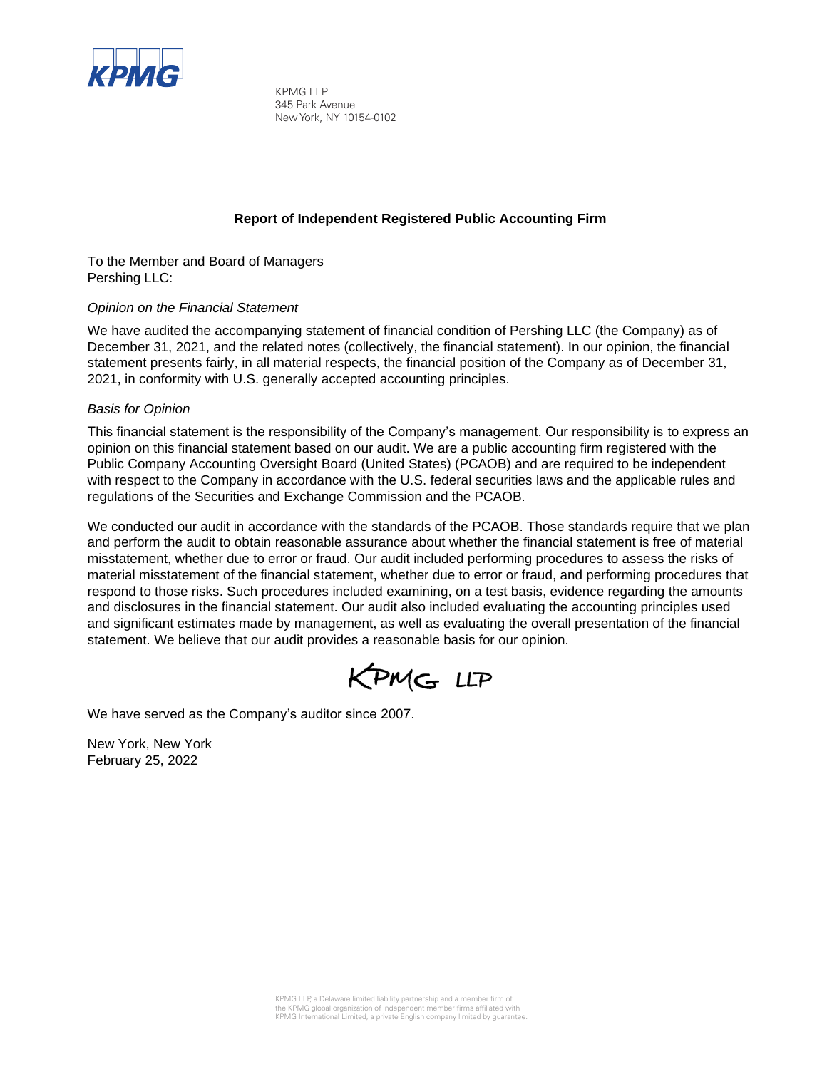KPMG LLP
345 Park Avenue
New York, NY 10154-0102

## Report of Independent Registered Public Accounting Firm

To the Member and Board of Managers
Pershing LLC:

*Opinion on the Financial Statement*

We have audited the accompanying statement of financial condition of Pershing LLC (the Company) as of December 31, 2021, and the related notes (collectively, the financial statement). In our opinion, the financial statement presents fairly, in all material respects, the financial position of the Company as of December 31, 2021, in conformity with U.S. generally accepted accounting principles.

*Basis for Opinion*

This financial statement is the responsibility of the Company's management. Our responsibility is to express an opinion on this financial statement based on our audit. We are a public accounting firm registered with the Public Company Accounting Oversight Board (United States) (PCAOB) and are required to be independent with respect to the Company in accordance with the U.S. federal securities laws and the applicable rules and regulations of the Securities and Exchange Commission and the PCAOB.

We conducted our audit in accordance with the standards of the PCAOB. Those standards require that we plan and perform the audit to obtain reasonable assurance about whether the financial statement is free of material misstatement, whether due to error or fraud. Our audit included performing procedures to assess the risks of material misstatement of the financial statement, whether due to error or fraud, and performing procedures that respond to those risks. Such procedures included examining, on a test basis, evidence regarding the amounts and disclosures in the financial statement. Our audit also included evaluating the accounting principles used and significant estimates made by management, as well as evaluating the overall presentation of the financial statement. We believe that our audit provides a reasonable basis for our opinion.

KPMG LLP

We have served as the Company's auditor since 2007.

New York, New York
February 25, 2022

KPMG LLP, a Delaware limited liability partnership and a member firm of the KPMG global organization of independent member firms affiliated with KPMG International Limited, a private English company limited by guarantee.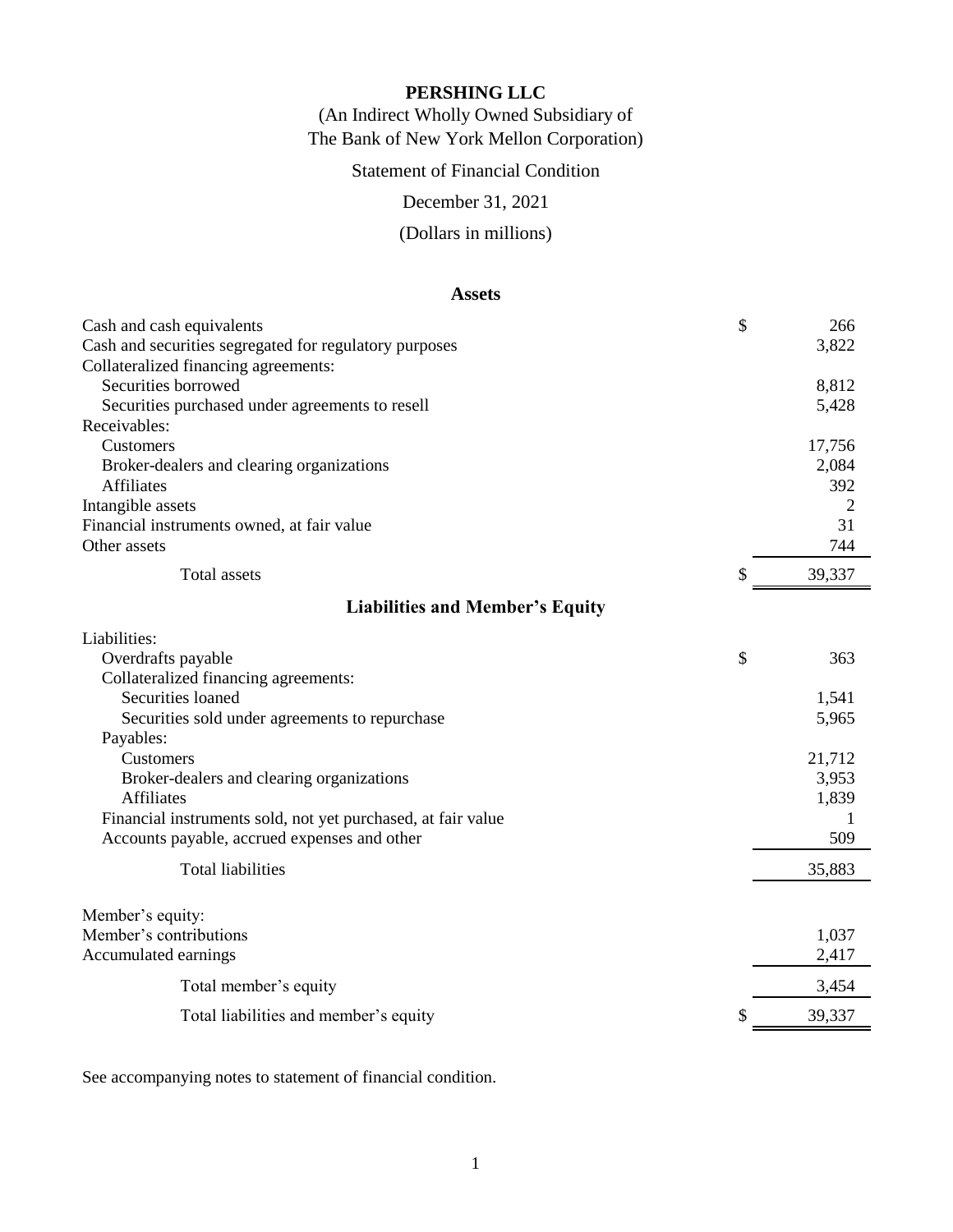# PERSHING LLC

(An Indirect Wholly Owned Subsidiary of
The Bank of New York Mellon Corporation)

Statement of Financial Condition

December 31, 2021

(Dollars in millions)

## Assets

| | | |
|---|---|---|
| Cash and cash equivalents | $ | 266 |
| Cash and securities segregated for regulatory purposes | | 3,822 |
| Collateralized financing agreements: | | |
| Securities borrowed | | 8,812 |
| Securities purchased under agreements to resell | | 5,428 |
| Receivables: | | |
| Customers | | 17,756 |
| Broker-dealers and clearing organizations | | 2,084 |
| Affiliates | | 392 |
| Intangible assets | | 2 |
| Financial instruments owned, at fair value | | 31 |
| Other assets | | 744 |
| Total assets | $ | 39,337 |

## Liabilities and Member's Equity

| | | |
|---|---|---|
| Liabilities: | | |
| Overdrafts payable | $ | 363 |
| Collateralized financing agreements: | | |
| Securities loaned | | 1,541 |
| Securities sold under agreements to repurchase | | 5,965 |
| Payables: | | |
| Customers | | 21,712 |
| Broker-dealers and clearing organizations | | 3,953 |
| Affiliates | | 1,839 |
| Financial instruments sold, not yet purchased, at fair value | | 1 |
| Accounts payable, accrued expenses and other | | 509 |
| Total liabilities | | 35,883 |
| Member's equity: | | |
| Member's contributions | | 1,037 |
| Accumulated earnings | | 2,417 |
| Total member's equity | | 3,454 |
| Total liabilities and member's equity | $ | 39,337 |

See accompanying notes to statement of financial condition.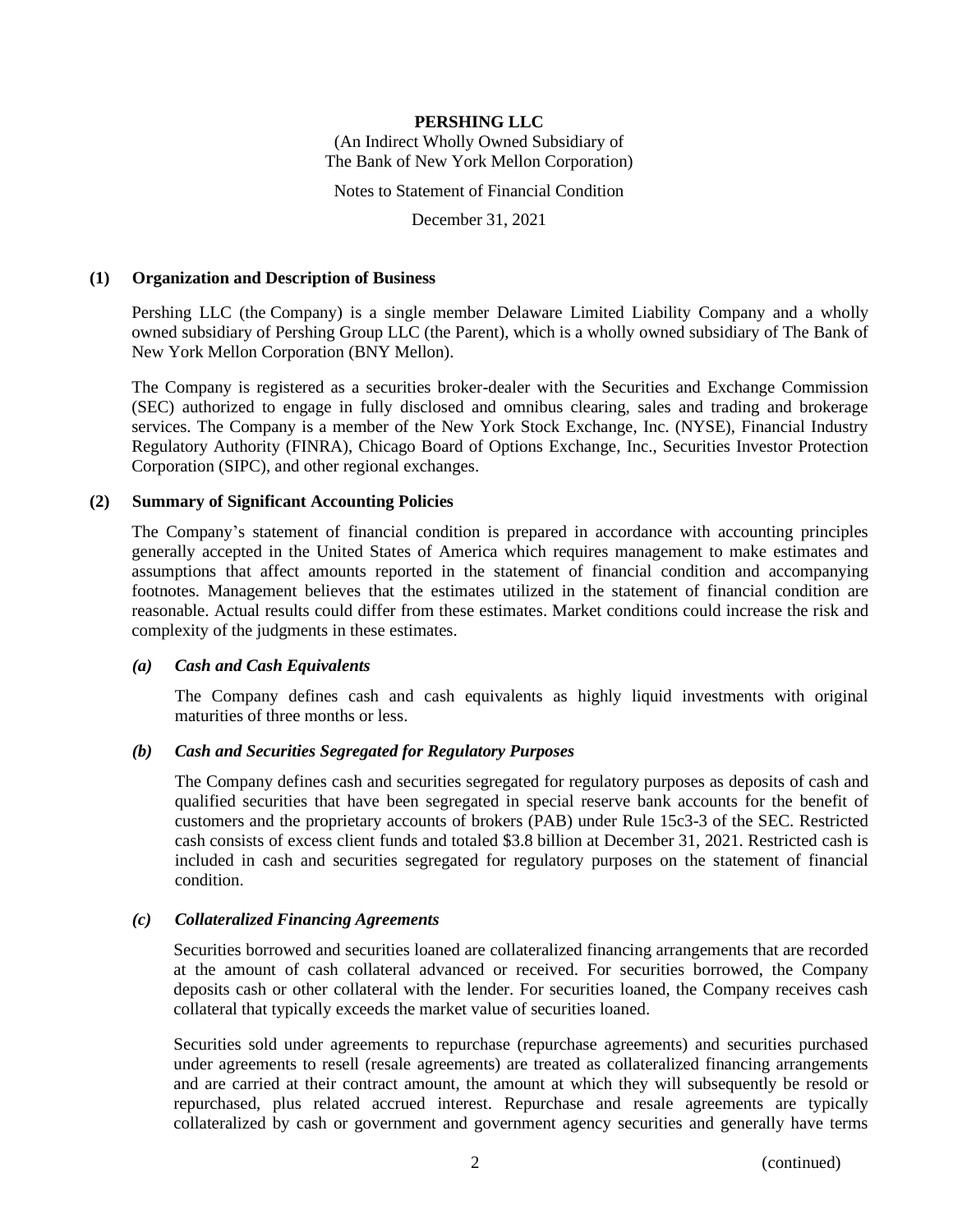**PERSHING LLC**
(An Indirect Wholly Owned Subsidiary of
The Bank of New York Mellon Corporation)

Notes to Statement of Financial Condition

December 31, 2021

## (1) Organization and Description of Business

Pershing LLC (the Company) is a single member Delaware Limited Liability Company and a wholly owned subsidiary of Pershing Group LLC (the Parent), which is a wholly owned subsidiary of The Bank of New York Mellon Corporation (BNY Mellon).

The Company is registered as a securities broker-dealer with the Securities and Exchange Commission (SEC) authorized to engage in fully disclosed and omnibus clearing, sales and trading and brokerage services. The Company is a member of the New York Stock Exchange, Inc. (NYSE), Financial Industry Regulatory Authority (FINRA), Chicago Board of Options Exchange, Inc., Securities Investor Protection Corporation (SIPC), and other regional exchanges.

## (2) Summary of Significant Accounting Policies

The Company's statement of financial condition is prepared in accordance with accounting principles generally accepted in the United States of America which requires management to make estimates and assumptions that affect amounts reported in the statement of financial condition and accompanying footnotes. Management believes that the estimates utilized in the statement of financial condition are reasonable. Actual results could differ from these estimates. Market conditions could increase the risk and complexity of the judgments in these estimates.

### *(a) Cash and Cash Equivalents*

The Company defines cash and cash equivalents as highly liquid investments with original maturities of three months or less.

### *(b) Cash and Securities Segregated for Regulatory Purposes*

The Company defines cash and securities segregated for regulatory purposes as deposits of cash and qualified securities that have been segregated in special reserve bank accounts for the benefit of customers and the proprietary accounts of brokers (PAB) under Rule 15c3-3 of the SEC. Restricted cash consists of excess client funds and totaled $3.8 billion at December 31, 2021. Restricted cash is included in cash and securities segregated for regulatory purposes on the statement of financial condition.

### *(c) Collateralized Financing Agreements*

Securities borrowed and securities loaned are collateralized financing arrangements that are recorded at the amount of cash collateral advanced or received. For securities borrowed, the Company deposits cash or other collateral with the lender. For securities loaned, the Company receives cash collateral that typically exceeds the market value of securities loaned.

Securities sold under agreements to repurchase (repurchase agreements) and securities purchased under agreements to resell (resale agreements) are treated as collateralized financing arrangements and are carried at their contract amount, the amount at which they will subsequently be resold or repurchased, plus related accrued interest. Repurchase and resale agreements are typically collateralized by cash or government and government agency securities and generally have terms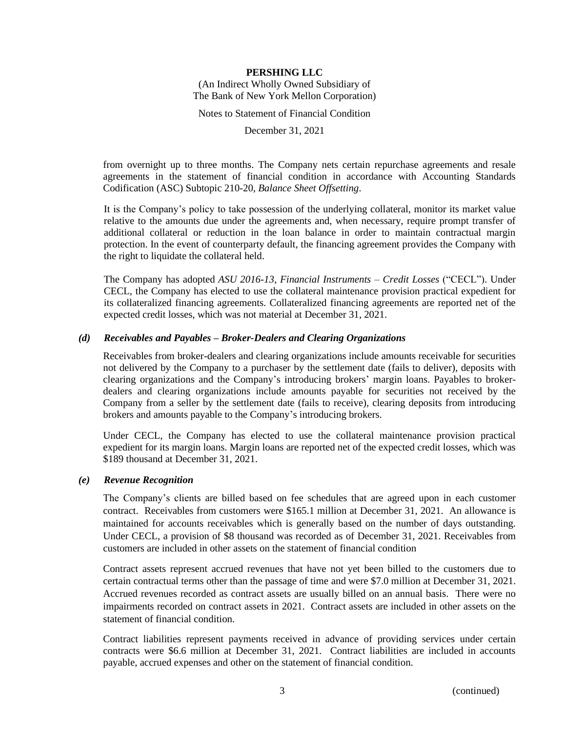from overnight up to three months. The Company nets certain repurchase agreements and resale agreements in the statement of financial condition in accordance with Accounting Standards Codification (ASC) Subtopic 210-20, *Balance Sheet Offsetting*.

It is the Company's policy to take possession of the underlying collateral, monitor its market value relative to the amounts due under the agreements and, when necessary, require prompt transfer of additional collateral or reduction in the loan balance in order to maintain contractual margin protection. In the event of counterparty default, the financing agreement provides the Company with the right to liquidate the collateral held.

The Company has adopted *ASU 2016-13, Financial Instruments – Credit Losses* ("CECL"). Under CECL, the Company has elected to use the collateral maintenance provision practical expedient for its collateralized financing agreements. Collateralized financing agreements are reported net of the expected credit losses, which was not material at December 31, 2021.

### *(d) Receivables and Payables – Broker-Dealers and Clearing Organizations*

Receivables from broker-dealers and clearing organizations include amounts receivable for securities not delivered by the Company to a purchaser by the settlement date (fails to deliver), deposits with clearing organizations and the Company's introducing brokers' margin loans. Payables to broker-dealers and clearing organizations include amounts payable for securities not received by the Company from a seller by the settlement date (fails to receive), clearing deposits from introducing brokers and amounts payable to the Company's introducing brokers.

Under CECL, the Company has elected to use the collateral maintenance provision practical expedient for its margin loans. Margin loans are reported net of the expected credit losses, which was \$189 thousand at December 31, 2021.

### *(e) Revenue Recognition*

The Company's clients are billed based on fee schedules that are agreed upon in each customer contract. Receivables from customers were \$165.1 million at December 31, 2021. An allowance is maintained for accounts receivables which is generally based on the number of days outstanding. Under CECL, a provision of \$8 thousand was recorded as of December 31, 2021. Receivables from customers are included in other assets on the statement of financial condition

Contract assets represent accrued revenues that have not yet been billed to the customers due to certain contractual terms other than the passage of time and were \$7.0 million at December 31, 2021. Accrued revenues recorded as contract assets are usually billed on an annual basis. There were no impairments recorded on contract assets in 2021. Contract assets are included in other assets on the statement of financial condition.

Contract liabilities represent payments received in advance of providing services under certain contracts were \$6.6 million at December 31, 2021. Contract liabilities are included in accounts payable, accrued expenses and other on the statement of financial condition.

(continued)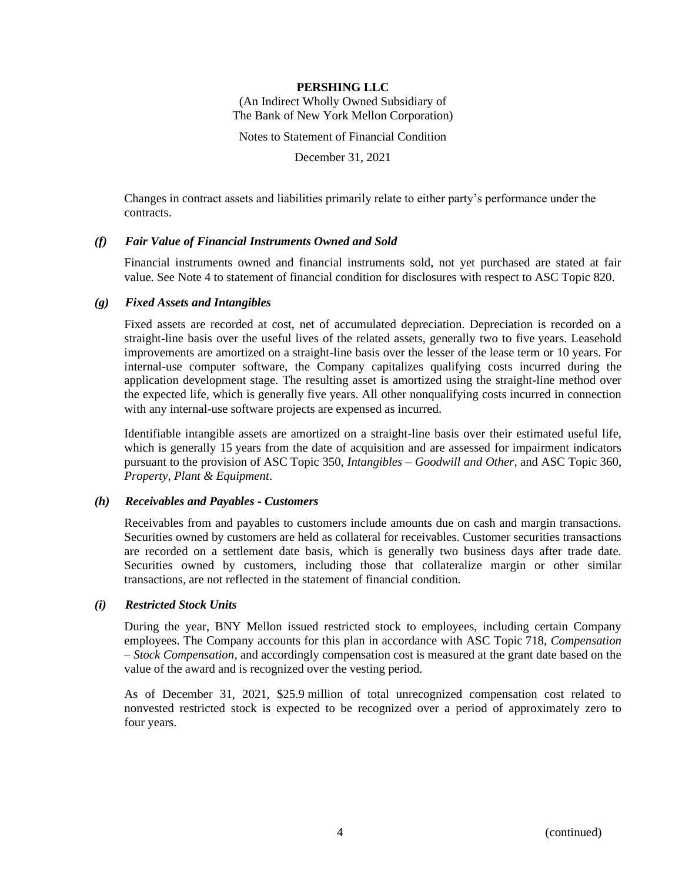Changes in contract assets and liabilities primarily relate to either party's performance under the contracts.

### *(f) Fair Value of Financial Instruments Owned and Sold*

Financial instruments owned and financial instruments sold, not yet purchased are stated at fair value. See Note 4 to statement of financial condition for disclosures with respect to ASC Topic 820.

### *(g) Fixed Assets and Intangibles*

Fixed assets are recorded at cost, net of accumulated depreciation. Depreciation is recorded on a straight-line basis over the useful lives of the related assets, generally two to five years. Leasehold improvements are amortized on a straight-line basis over the lesser of the lease term or 10 years. For internal-use computer software, the Company capitalizes qualifying costs incurred during the application development stage. The resulting asset is amortized using the straight-line method over the expected life, which is generally five years. All other nonqualifying costs incurred in connection with any internal-use software projects are expensed as incurred.

Identifiable intangible assets are amortized on a straight-line basis over their estimated useful life, which is generally 15 years from the date of acquisition and are assessed for impairment indicators pursuant to the provision of ASC Topic 350, *Intangibles – Goodwill and Other*, and ASC Topic 360, *Property, Plant & Equipment*.

### *(h) Receivables and Payables - Customers*

Receivables from and payables to customers include amounts due on cash and margin transactions. Securities owned by customers are held as collateral for receivables. Customer securities transactions are recorded on a settlement date basis, which is generally two business days after trade date. Securities owned by customers, including those that collateralize margin or other similar transactions, are not reflected in the statement of financial condition.

### *(i) Restricted Stock Units*

During the year, BNY Mellon issued restricted stock to employees, including certain Company employees. The Company accounts for this plan in accordance with ASC Topic 718, *Compensation – Stock Compensation*, and accordingly compensation cost is measured at the grant date based on the value of the award and is recognized over the vesting period.

As of December 31, 2021, $25.9 million of total unrecognized compensation cost related to nonvested restricted stock is expected to be recognized over a period of approximately zero to four years.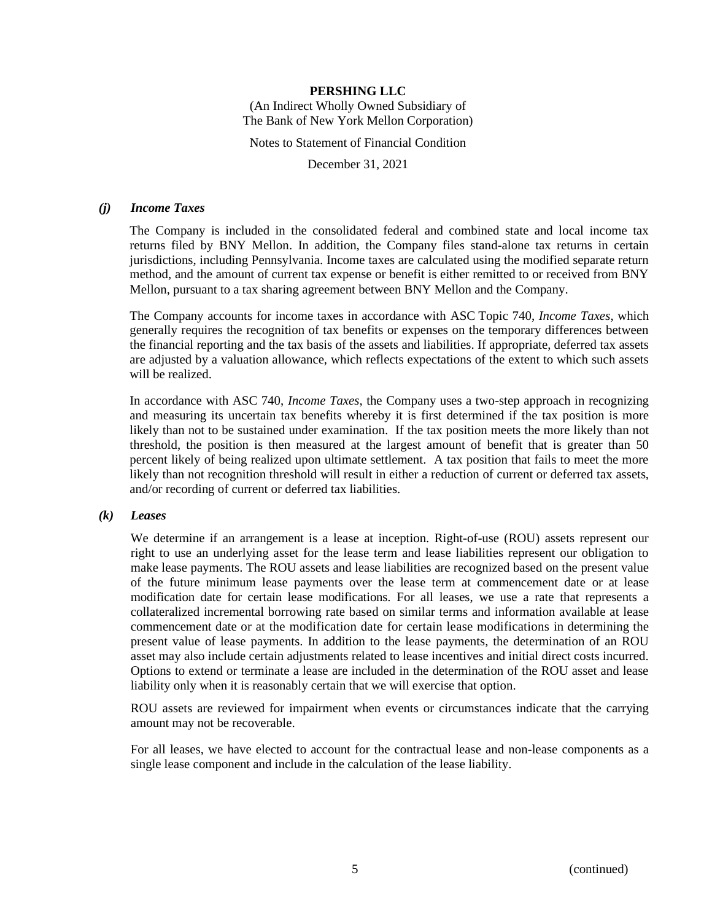### *(j) Income Taxes*

The Company is included in the consolidated federal and combined state and local income tax returns filed by BNY Mellon. In addition, the Company files stand-alone tax returns in certain jurisdictions, including Pennsylvania. Income taxes are calculated using the modified separate return method, and the amount of current tax expense or benefit is either remitted to or received from BNY Mellon, pursuant to a tax sharing agreement between BNY Mellon and the Company.

The Company accounts for income taxes in accordance with ASC Topic 740, *Income Taxes*, which generally requires the recognition of tax benefits or expenses on the temporary differences between the financial reporting and the tax basis of the assets and liabilities. If appropriate, deferred tax assets are adjusted by a valuation allowance, which reflects expectations of the extent to which such assets will be realized.

In accordance with ASC 740, *Income Taxes*, the Company uses a two-step approach in recognizing and measuring its uncertain tax benefits whereby it is first determined if the tax position is more likely than not to be sustained under examination. If the tax position meets the more likely than not threshold, the position is then measured at the largest amount of benefit that is greater than 50 percent likely of being realized upon ultimate settlement. A tax position that fails to meet the more likely than not recognition threshold will result in either a reduction of current or deferred tax assets, and/or recording of current or deferred tax liabilities.

### *(k) Leases*

We determine if an arrangement is a lease at inception. Right-of-use (ROU) assets represent our right to use an underlying asset for the lease term and lease liabilities represent our obligation to make lease payments. The ROU assets and lease liabilities are recognized based on the present value of the future minimum lease payments over the lease term at commencement date or at lease modification date for certain lease modifications. For all leases, we use a rate that represents a collateralized incremental borrowing rate based on similar terms and information available at lease commencement date or at the modification date for certain lease modifications in determining the present value of lease payments. In addition to the lease payments, the determination of an ROU asset may also include certain adjustments related to lease incentives and initial direct costs incurred. Options to extend or terminate a lease are included in the determination of the ROU asset and lease liability only when it is reasonably certain that we will exercise that option.

ROU assets are reviewed for impairment when events or circumstances indicate that the carrying amount may not be recoverable.

For all leases, we have elected to account for the contractual lease and non-lease components as a single lease component and include in the calculation of the lease liability.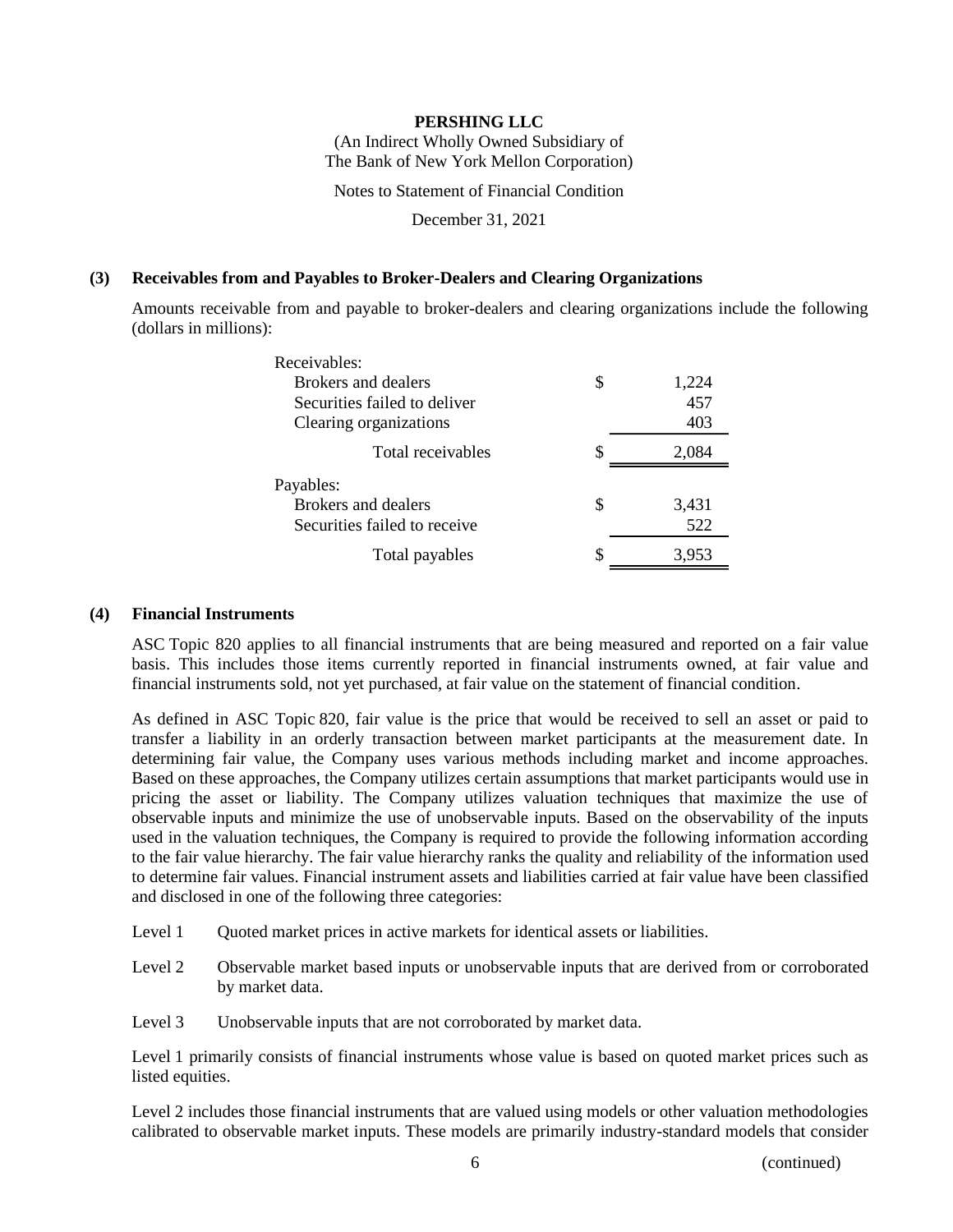### (3) Receivables from and Payables to Broker-Dealers and Clearing Organizations

Amounts receivable from and payable to broker-dealers and clearing organizations include the following (dollars in millions):

| | | |
|---|---|---|
| Receivables: | | |
| Brokers and dealers | $ | 1,224 |
| Securities failed to deliver | | 457 |
| Clearing organizations | | 403 |
| Total receivables | $ | 2,084 |
| Payables: | | |
| Brokers and dealers | $ | 3,431 |
| Securities failed to receive | | 522 |
| Total payables | $ | 3,953 |

### (4) Financial Instruments

ASC Topic 820 applies to all financial instruments that are being measured and reported on a fair value basis. This includes those items currently reported in financial instruments owned, at fair value and financial instruments sold, not yet purchased, at fair value on the statement of financial condition.

As defined in ASC Topic 820, fair value is the price that would be received to sell an asset or paid to transfer a liability in an orderly transaction between market participants at the measurement date. In determining fair value, the Company uses various methods including market and income approaches. Based on these approaches, the Company utilizes certain assumptions that market participants would use in pricing the asset or liability. The Company utilizes valuation techniques that maximize the use of observable inputs and minimize the use of unobservable inputs. Based on the observability of the inputs used in the valuation techniques, the Company is required to provide the following information according to the fair value hierarchy. The fair value hierarchy ranks the quality and reliability of the information used to determine fair values. Financial instrument assets and liabilities carried at fair value have been classified and disclosed in one of the following three categories:

- Level 1 Quoted market prices in active markets for identical assets or liabilities.
- Level 2 Observable market based inputs or unobservable inputs that are derived from or corroborated by market data.
- Level 3 Unobservable inputs that are not corroborated by market data.

Level 1 primarily consists of financial instruments whose value is based on quoted market prices such as listed equities.

Level 2 includes those financial instruments that are valued using models or other valuation methodologies calibrated to observable market inputs. These models are primarily industry-standard models that consider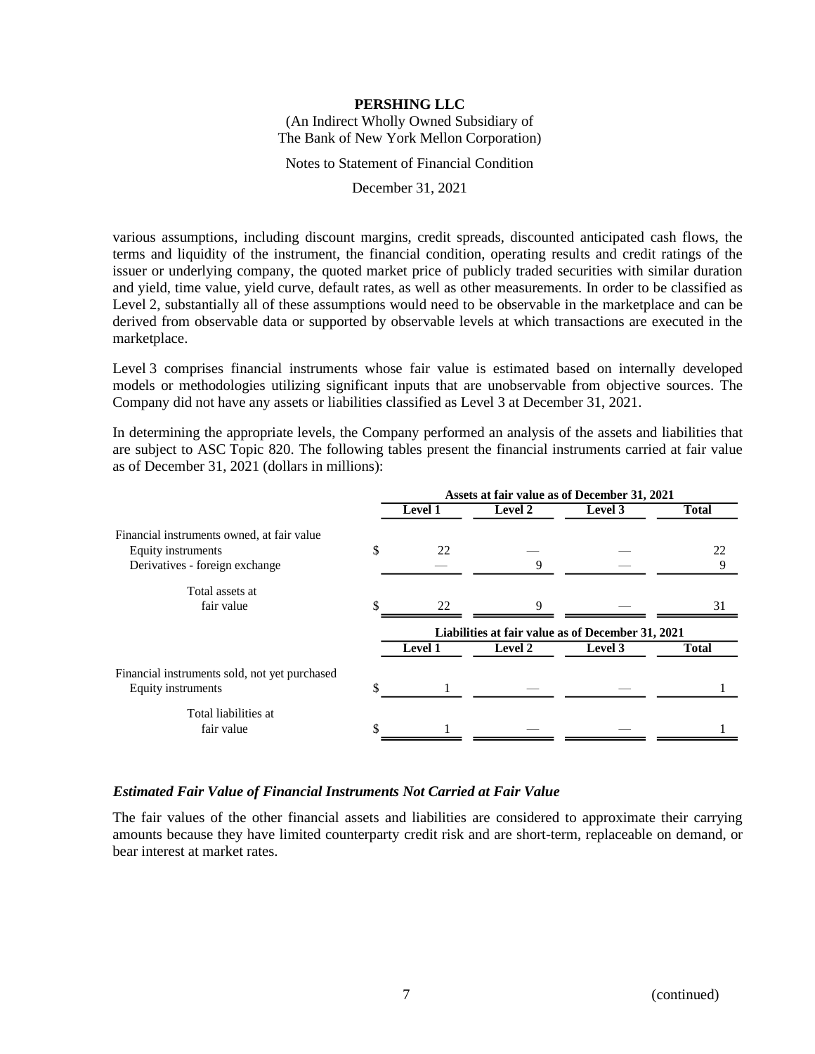various assumptions, including discount margins, credit spreads, discounted anticipated cash flows, the terms and liquidity of the instrument, the financial condition, operating results and credit ratings of the issuer or underlying company, the quoted market price of publicly traded securities with similar duration and yield, time value, yield curve, default rates, as well as other measurements. In order to be classified as Level 2, substantially all of these assumptions would need to be observable in the marketplace and can be derived from observable data or supported by observable levels at which transactions are executed in the marketplace.

Level 3 comprises financial instruments whose fair value is estimated based on internally developed models or methodologies utilizing significant inputs that are unobservable from objective sources. The Company did not have any assets or liabilities classified as Level 3 at December 31, 2021.

In determining the appropriate levels, the Company performed an analysis of the assets and liabilities that are subject to ASC Topic 820. The following tables present the financial instruments carried at fair value as of December 31, 2021 (dollars in millions):

| | Assets at fair value as of December 31, 2021 | | | |
|---|---|---|---|---|
| | **Level 1** | **Level 2** | **Level 3** | **Total** |
| Financial instruments owned, at fair value | | | | |
| Equity instruments | $ 22 | — | — | 22 |
| Derivatives - foreign exchange | — | 9 | — | 9 |
| Total assets at fair value | $ 22 | 9 | — | 31 |

| | Liabilities at fair value as of December 31, 2021 | | | |
|---|---|---|---|---|
| | **Level 1** | **Level 2** | **Level 3** | **Total** |
| Financial instruments sold, not yet purchased | | | | |
| Equity instruments | $ 1 | — | — | 1 |
| Total liabilities at fair value | $ 1 | — | — | 1 |

### *Estimated Fair Value of Financial Instruments Not Carried at Fair Value*

The fair values of the other financial assets and liabilities are considered to approximate their carrying amounts because they have limited counterparty credit risk and are short-term, replaceable on demand, or bear interest at market rates.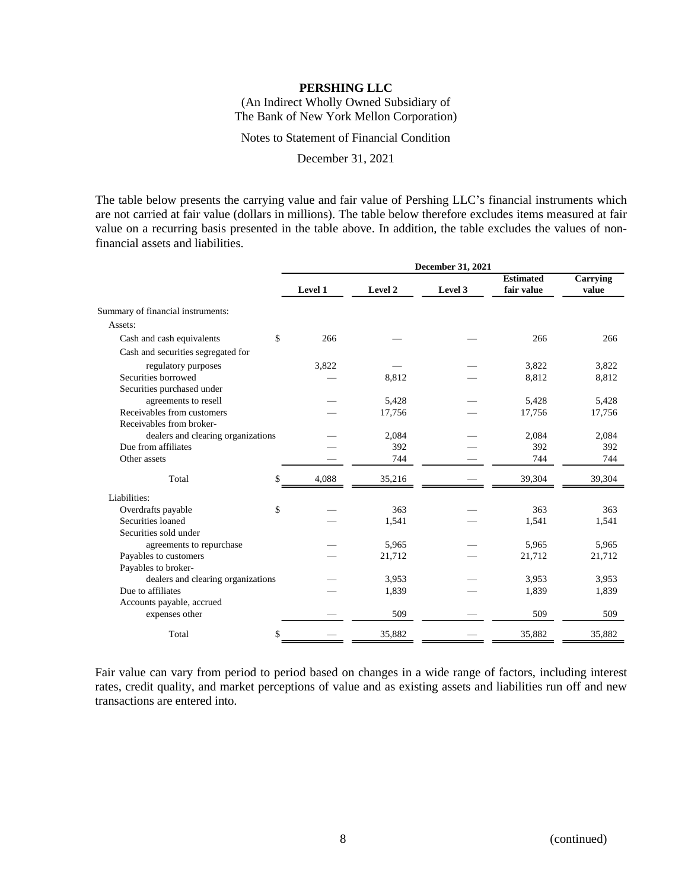The table below presents the carrying value and fair value of Pershing LLC's financial instruments which are not carried at fair value (dollars in millions). The table below therefore excludes items measured at fair value on a recurring basis presented in the table above. In addition, the table excludes the values of non-financial assets and liabilities.

| | December 31, 2021 | | | | |
|---|---|---|---|---|---|
| | Level 1 | Level 2 | Level 3 | Estimated fair value | Carrying value |
| Summary of financial instruments: | | | | | |
| Assets: | | | | | |
| Cash and cash equivalents | $ 266 | — | — | 266 | 266 |
| Cash and securities segregated for regulatory purposes | 3,822 | — | — | 3,822 | 3,822 |
| Securities borrowed | — | 8,812 | — | 8,812 | 8,812 |
| Securities purchased under agreements to resell | — | 5,428 | — | 5,428 | 5,428 |
| Receivables from customers | — | 17,756 | — | 17,756 | 17,756 |
| Receivables from broker-dealers and clearing organizations | — | 2,084 | — | 2,084 | 2,084 |
| Due from affiliates | — | 392 | — | 392 | 392 |
| Other assets | — | 744 | — | 744 | 744 |
| Total | $ 4,088 | 35,216 | — | 39,304 | 39,304 |
| Liabilities: | | | | | |
| Overdrafts payable | $ — | 363 | — | 363 | 363 |
| Securities loaned | — | 1,541 | — | 1,541 | 1,541 |
| Securities sold under agreements to repurchase | — | 5,965 | — | 5,965 | 5,965 |
| Payables to customers | — | 21,712 | — | 21,712 | 21,712 |
| Payables to broker-dealers and clearing organizations | — | 3,953 | — | 3,953 | 3,953 |
| Due to affiliates | — | 1,839 | — | 1,839 | 1,839 |
| Accounts payable, accrued expenses other | — | 509 | — | 509 | 509 |
| Total | $ — | 35,882 | — | 35,882 | 35,882 |

Fair value can vary from period to period based on changes in a wide range of factors, including interest rates, credit quality, and market perceptions of value and as existing assets and liabilities run off and new transactions are entered into.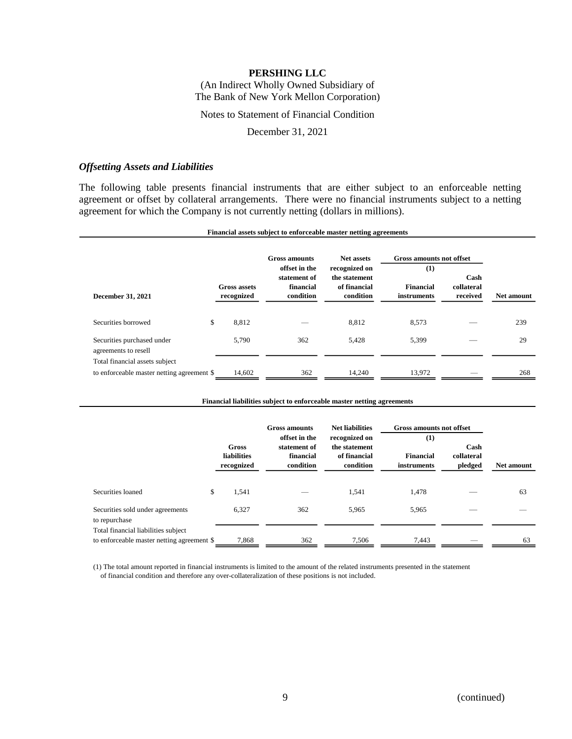### *Offsetting Assets and Liabilities*

The following table presents financial instruments that are either subject to an enforceable netting agreement or offset by collateral arrangements. There were no financial instruments subject to a netting agreement for which the Company is not currently netting (dollars in millions).

**Financial assets subject to enforceable master netting agreements**

| December 31, 2021 | Gross assets recognized | Gross amounts offset in the statement of financial condition | Net assets recognized on the statement of financial condition | Gross amounts not offset (1) Financial instruments | Gross amounts not offset Cash collateral received | Net amount |
|---|---|---|---|---|---|---|
| Securities borrowed | $ 8,812 | — | 8,812 | 8,573 | — | 239 |
| Securities purchased under agreements to resell | 5,790 | 362 | 5,428 | 5,399 | — | 29 |
| Total financial assets subject to enforceable master netting agreement | $ 14,602 | 362 | 14,240 | 13,972 | — | 268 |

**Financial liabilities subject to enforceable master netting agreements**

| | Gross liabilities recognized | Gross amounts offset in the statement of financial condition | Net liabilities recognized on the statement of financial condition | Gross amounts not offset (1) Financial instruments | Gross amounts not offset Cash collateral pledged | Net amount |
|---|---|---|---|---|---|---|
| Securities loaned | $ 1,541 | — | 1,541 | 1,478 | — | 63 |
| Securities sold under agreements to repurchase | 6,327 | 362 | 5,965 | 5,965 | — | — |
| Total financial liabilities subject to enforceable master netting agreement | $ 7,868 | 362 | 7,506 | 7,443 | — | 63 |

(1) The total amount reported in financial instruments is limited to the amount of the related instruments presented in the statement of financial condition and therefore any over-collateralization of these positions is not included.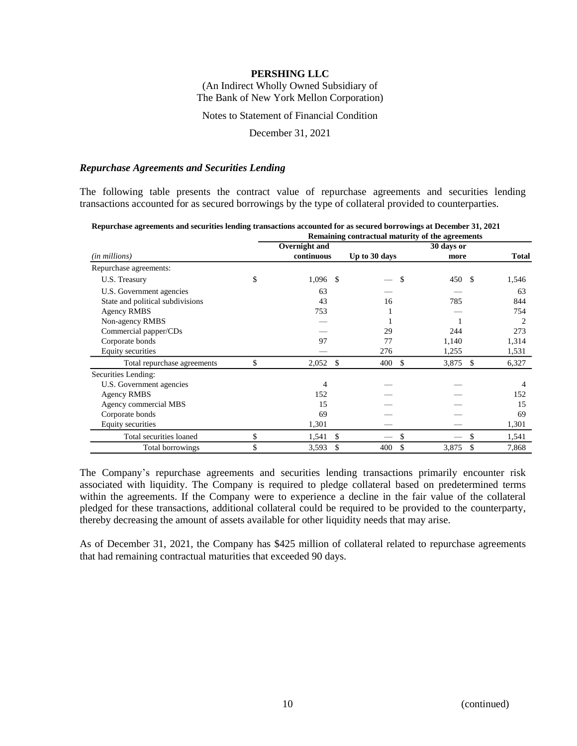**PERSHING LLC**

(An Indirect Wholly Owned Subsidiary of
The Bank of New York Mellon Corporation)

Notes to Statement of Financial Condition

December 31, 2021

### *Repurchase Agreements and Securities Lending*

The following table presents the contract value of repurchase agreements and securities lending transactions accounted for as secured borrowings by the type of collateral provided to counterparties.

**Repurchase agreements and securities lending transactions accounted for as secured borrowings at December 31, 2021**

| | Remaining contractual maturity of the agreements | | | |
|---|---|---|---|---|
| *(in millions)* | Overnight and continuous | Up to 30 days | 30 days or more | Total |
| Repurchase agreements: | | | | |
| U.S. Treasury | $ 1,096 | $ — | $ 450 | $ 1,546 |
| U.S. Government agencies | 63 | — | — | 63 |
| State and political subdivisions | 43 | 16 | 785 | 844 |
| Agency RMBS | 753 | 1 | — | 754 |
| Non-agency RMBS | — | 1 | 1 | 2 |
| Commercial papper/CDs | — | 29 | 244 | 273 |
| Corporate bonds | 97 | 77 | 1,140 | 1,314 |
| Equity securities | — | 276 | 1,255 | 1,531 |
| Total repurchase agreements | $ 2,052 | $ 400 | $ 3,875 | $ 6,327 |
| Securities Lending: | | | | |
| U.S. Government agencies | 4 | — | — | 4 |
| Agency RMBS | 152 | — | — | 152 |
| Agency commercial MBS | 15 | — | — | 15 |
| Corporate bonds | 69 | — | — | 69 |
| Equity securities | 1,301 | — | — | 1,301 |
| Total securities loaned | $ 1,541 | $ — | $ — | $ 1,541 |
| Total borrowings | $ 3,593 | $ 400 | $ 3,875 | $ 7,868 |

The Company's repurchase agreements and securities lending transactions primarily encounter risk associated with liquidity. The Company is required to pledge collateral based on predetermined terms within the agreements. If the Company were to experience a decline in the fair value of the collateral pledged for these transactions, additional collateral could be required to be provided to the counterparty, thereby decreasing the amount of assets available for other liquidity needs that may arise.

As of December 31, 2021, the Company has $425 million of collateral related to repurchase agreements that had remaining contractual maturities that exceeded 90 days.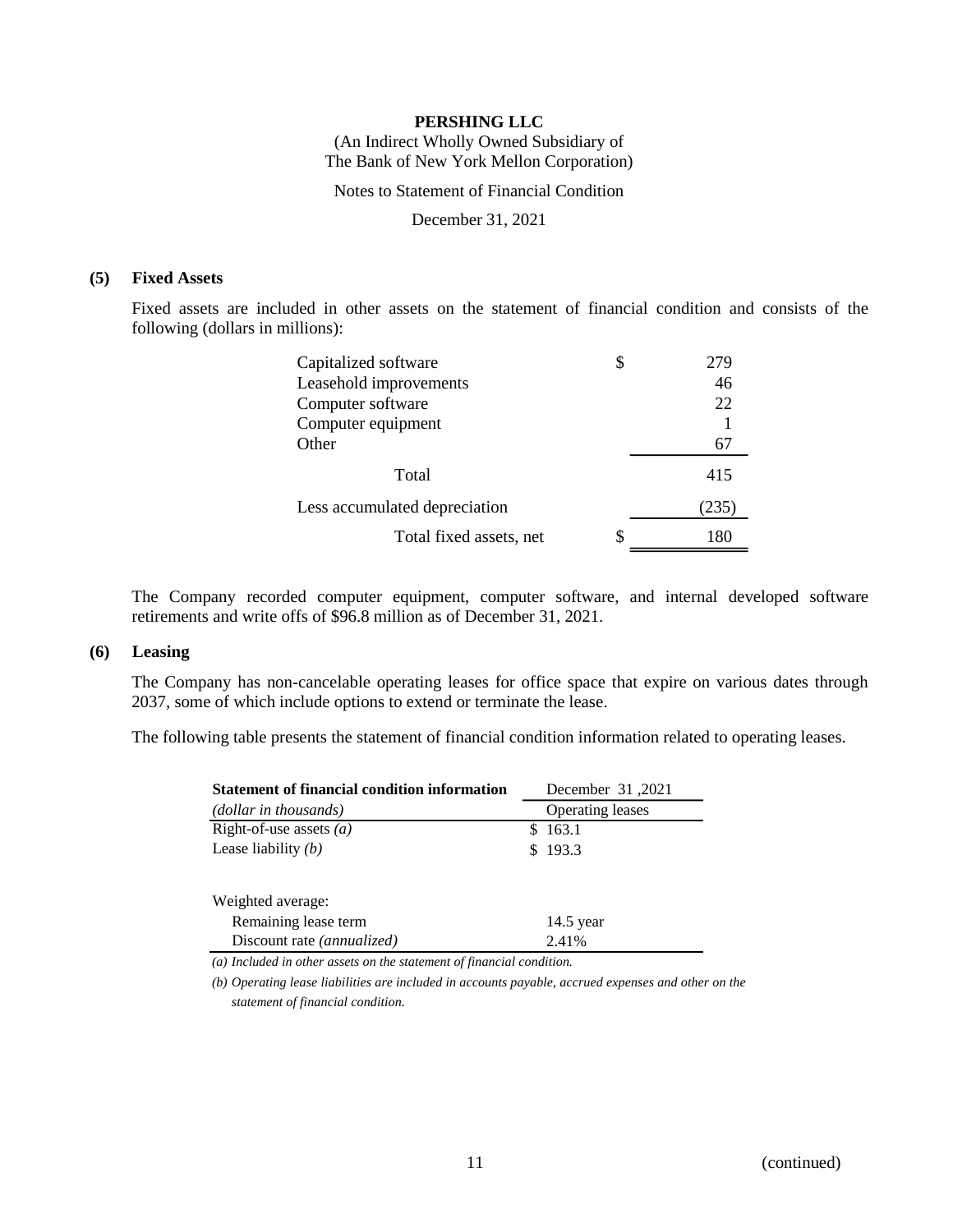**PERSHING LLC**

(An Indirect Wholly Owned Subsidiary of
The Bank of New York Mellon Corporation)

Notes to Statement of Financial Condition

December 31, 2021

## (5) Fixed Assets

Fixed assets are included in other assets on the statement of financial condition and consists of the following (dollars in millions):

| | | |
|---|---|---|
| Capitalized software | $ | 279 |
| Leasehold improvements | | 46 |
| Computer software | | 22 |
| Computer equipment | | 1 |
| Other | | 67 |
| Total | | 415 |
| Less accumulated depreciation | | (235) |
| Total fixed assets, net | $ | 180 |

The Company recorded computer equipment, computer software, and internal developed software retirements and write offs of $96.8 million as of December 31, 2021.

## (6) Leasing

The Company has non-cancelable operating leases for office space that expire on various dates through 2037, some of which include options to extend or terminate the lease.

The following table presents the statement of financial condition information related to operating leases.

| **Statement of financial condition information** | December 31 ,2021 |
|---|---|
| *(dollar in thousands)* | Operating leases |
| Right-of-use assets *(a)* | $ 163.1 |
| Lease liability *(b)* | $ 193.3 |
| | |
| Weighted average: | |
| Remaining lease term | 14.5 year |
| Discount rate *(annualized)* | 2.41% |

*(a) Included in other assets on the statement of financial condition.*

*(b) Operating lease liabilities are included in accounts payable, accrued expenses and other on the statement of financial condition.*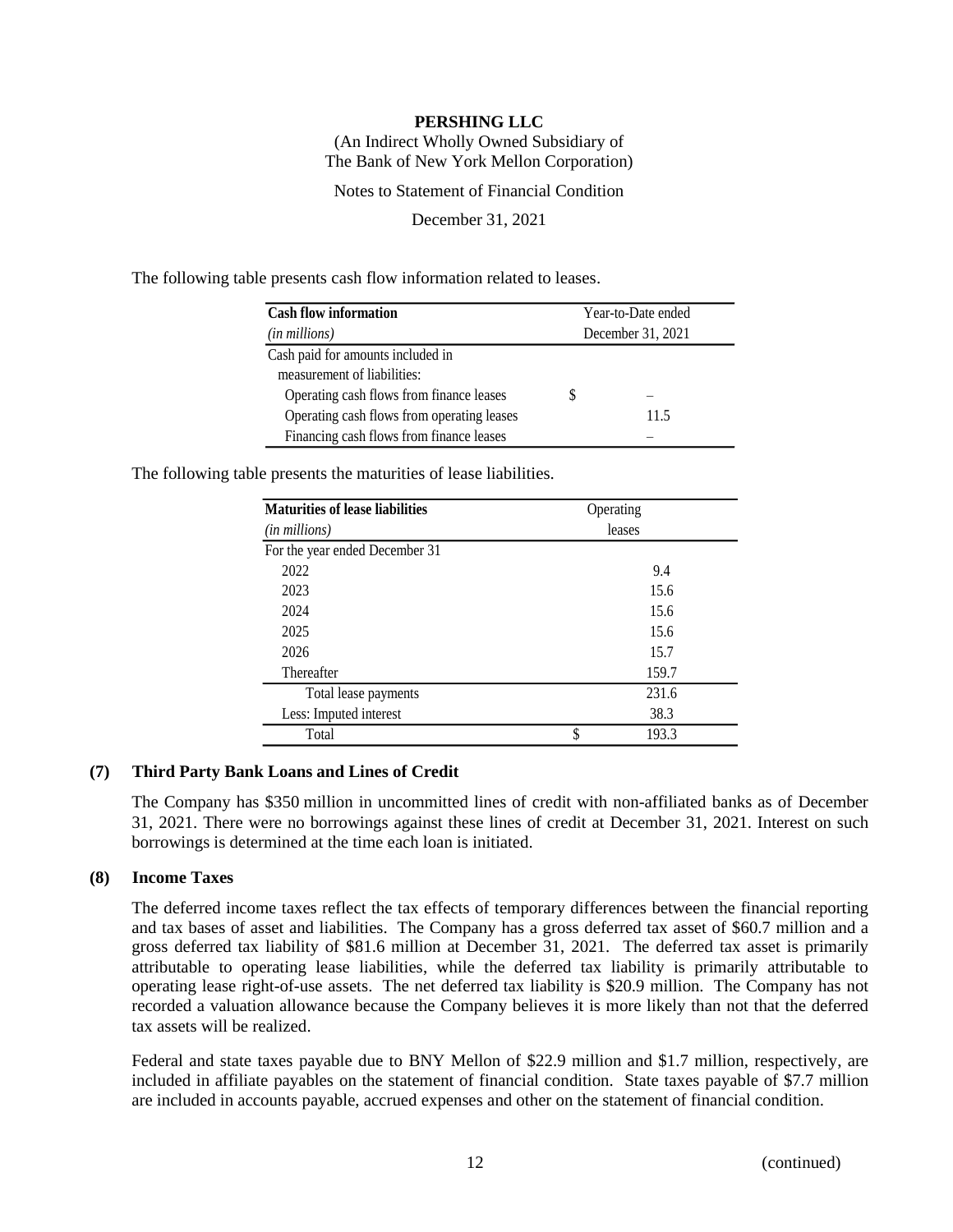The following table presents cash flow information related to leases.

| **Cash flow information** *(in millions)* | Year-to-Date ended December 31, 2021 |
|---|---|
| Cash paid for amounts included in measurement of liabilities: | |
| Operating cash flows from finance leases | $ – |
| Operating cash flows from operating leases | 11.5 |
| Financing cash flows from finance leases | – |

The following table presents the maturities of lease liabilities.

| **Maturities of lease liabilities** *(in millions)* | Operating leases |
|---|---|
| For the year ended December 31 | |
| 2022 | 9.4 |
| 2023 | 15.6 |
| 2024 | 15.6 |
| 2025 | 15.6 |
| 2026 | 15.7 |
| Thereafter | 159.7 |
| Total lease payments | 231.6 |
| Less: Imputed interest | 38.3 |
| Total | $ 193.3 |

## (7) Third Party Bank Loans and Lines of Credit

The Company has $350 million in uncommitted lines of credit with non-affiliated banks as of December 31, 2021. There were no borrowings against these lines of credit at December 31, 2021. Interest on such borrowings is determined at the time each loan is initiated.

## (8) Income Taxes

The deferred income taxes reflect the tax effects of temporary differences between the financial reporting and tax bases of asset and liabilities. The Company has a gross deferred tax asset of $60.7 million and a gross deferred tax liability of $81.6 million at December 31, 2021. The deferred tax asset is primarily attributable to operating lease liabilities, while the deferred tax liability is primarily attributable to operating lease right-of-use assets. The net deferred tax liability is $20.9 million. The Company has not recorded a valuation allowance because the Company believes it is more likely than not that the deferred tax assets will be realized.

Federal and state taxes payable due to BNY Mellon of $22.9 million and $1.7 million, respectively, are included in affiliate payables on the statement of financial condition. State taxes payable of $7.7 million are included in accounts payable, accrued expenses and other on the statement of financial condition.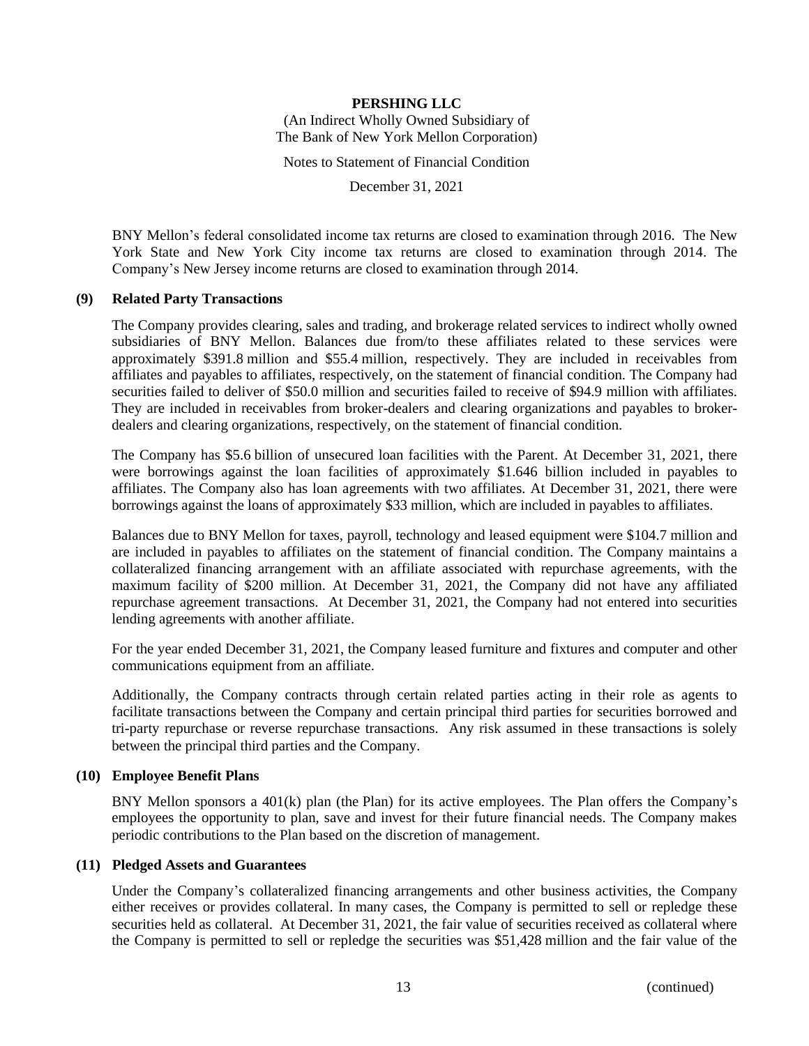BNY Mellon's federal consolidated income tax returns are closed to examination through 2016. The New York State and New York City income tax returns are closed to examination through 2014. The Company's New Jersey income returns are closed to examination through 2014.

## (9) Related Party Transactions

The Company provides clearing, sales and trading, and brokerage related services to indirect wholly owned subsidiaries of BNY Mellon. Balances due from/to these affiliates related to these services were approximately \$391.8 million and \$55.4 million, respectively. They are included in receivables from affiliates and payables to affiliates, respectively, on the statement of financial condition. The Company had securities failed to deliver of \$50.0 million and securities failed to receive of \$94.9 million with affiliates. They are included in receivables from broker-dealers and clearing organizations and payables to broker-dealers and clearing organizations, respectively, on the statement of financial condition.

The Company has \$5.6 billion of unsecured loan facilities with the Parent. At December 31, 2021, there were borrowings against the loan facilities of approximately \$1.646 billion included in payables to affiliates. The Company also has loan agreements with two affiliates. At December 31, 2021, there were borrowings against the loans of approximately \$33 million, which are included in payables to affiliates.

Balances due to BNY Mellon for taxes, payroll, technology and leased equipment were \$104.7 million and are included in payables to affiliates on the statement of financial condition. The Company maintains a collateralized financing arrangement with an affiliate associated with repurchase agreements, with the maximum facility of \$200 million. At December 31, 2021, the Company did not have any affiliated repurchase agreement transactions. At December 31, 2021, the Company had not entered into securities lending agreements with another affiliate.

For the year ended December 31, 2021, the Company leased furniture and fixtures and computer and other communications equipment from an affiliate.

Additionally, the Company contracts through certain related parties acting in their role as agents to facilitate transactions between the Company and certain principal third parties for securities borrowed and tri-party repurchase or reverse repurchase transactions. Any risk assumed in these transactions is solely between the principal third parties and the Company.

## (10) Employee Benefit Plans

BNY Mellon sponsors a 401(k) plan (the Plan) for its active employees. The Plan offers the Company's employees the opportunity to plan, save and invest for their future financial needs. The Company makes periodic contributions to the Plan based on the discretion of management.

## (11) Pledged Assets and Guarantees

Under the Company's collateralized financing arrangements and other business activities, the Company either receives or provides collateral. In many cases, the Company is permitted to sell or repledge these securities held as collateral. At December 31, 2021, the fair value of securities received as collateral where the Company is permitted to sell or repledge the securities was \$51,428 million and the fair value of the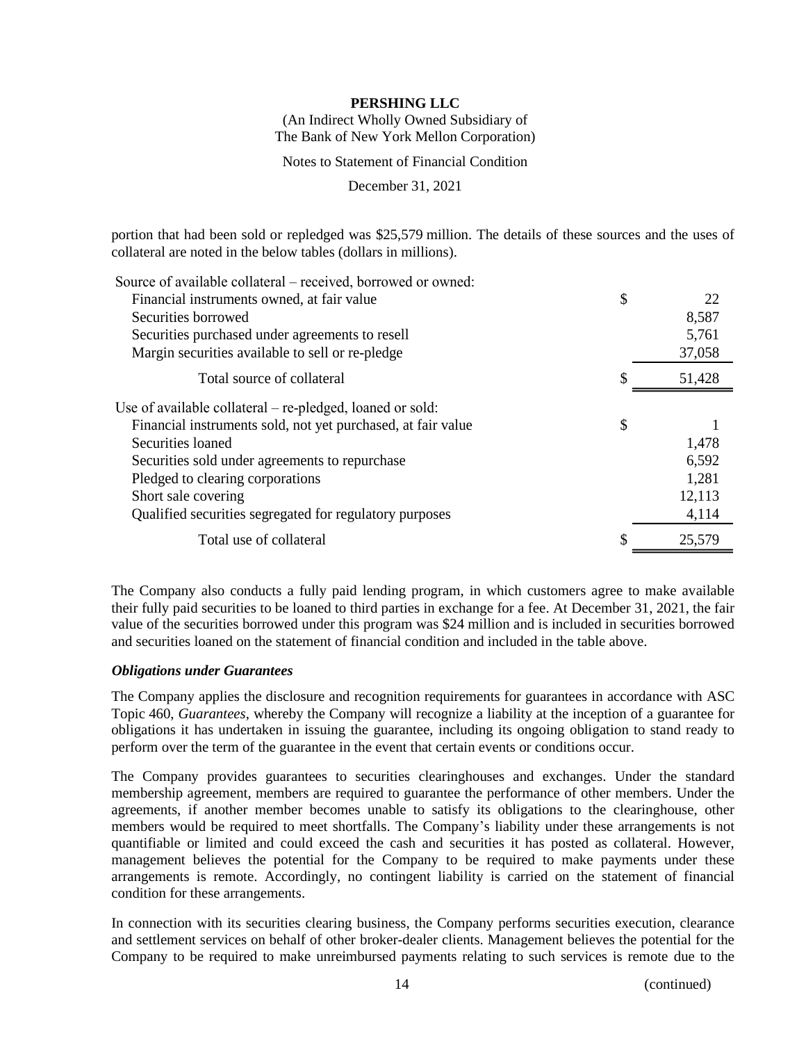portion that had been sold or repledged was $25,579 million. The details of these sources and the uses of collateral are noted in the below tables (dollars in millions).

| | |
|---|---|
| Source of available collateral – received, borrowed or owned: | |
| Financial instruments owned, at fair value | $ 22 |
| Securities borrowed | 8,587 |
| Securities purchased under agreements to resell | 5,761 |
| Margin securities available to sell or re-pledge | 37,058 |
| Total source of collateral | $ 51,428 |
| Use of available collateral – re-pledged, loaned or sold: | |
| Financial instruments sold, not yet purchased, at fair value | $ 1 |
| Securities loaned | 1,478 |
| Securities sold under agreements to repurchase | 6,592 |
| Pledged to clearing corporations | 1,281 |
| Short sale covering | 12,113 |
| Qualified securities segregated for regulatory purposes | 4,114 |
| Total use of collateral | $ 25,579 |

The Company also conducts a fully paid lending program, in which customers agree to make available their fully paid securities to be loaned to third parties in exchange for a fee. At December 31, 2021, the fair value of the securities borrowed under this program was $24 million and is included in securities borrowed and securities loaned on the statement of financial condition and included in the table above.

***Obligations under Guarantees***

The Company applies the disclosure and recognition requirements for guarantees in accordance with ASC Topic 460, *Guarantees*, whereby the Company will recognize a liability at the inception of a guarantee for obligations it has undertaken in issuing the guarantee, including its ongoing obligation to stand ready to perform over the term of the guarantee in the event that certain events or conditions occur.

The Company provides guarantees to securities clearinghouses and exchanges. Under the standard membership agreement, members are required to guarantee the performance of other members. Under the agreements, if another member becomes unable to satisfy its obligations to the clearinghouse, other members would be required to meet shortfalls. The Company's liability under these arrangements is not quantifiable or limited and could exceed the cash and securities it has posted as collateral. However, management believes the potential for the Company to be required to make payments under these arrangements is remote. Accordingly, no contingent liability is carried on the statement of financial condition for these arrangements.

In connection with its securities clearing business, the Company performs securities execution, clearance and settlement services on behalf of other broker-dealer clients. Management believes the potential for the Company to be required to make unreimbursed payments relating to such services is remote due to the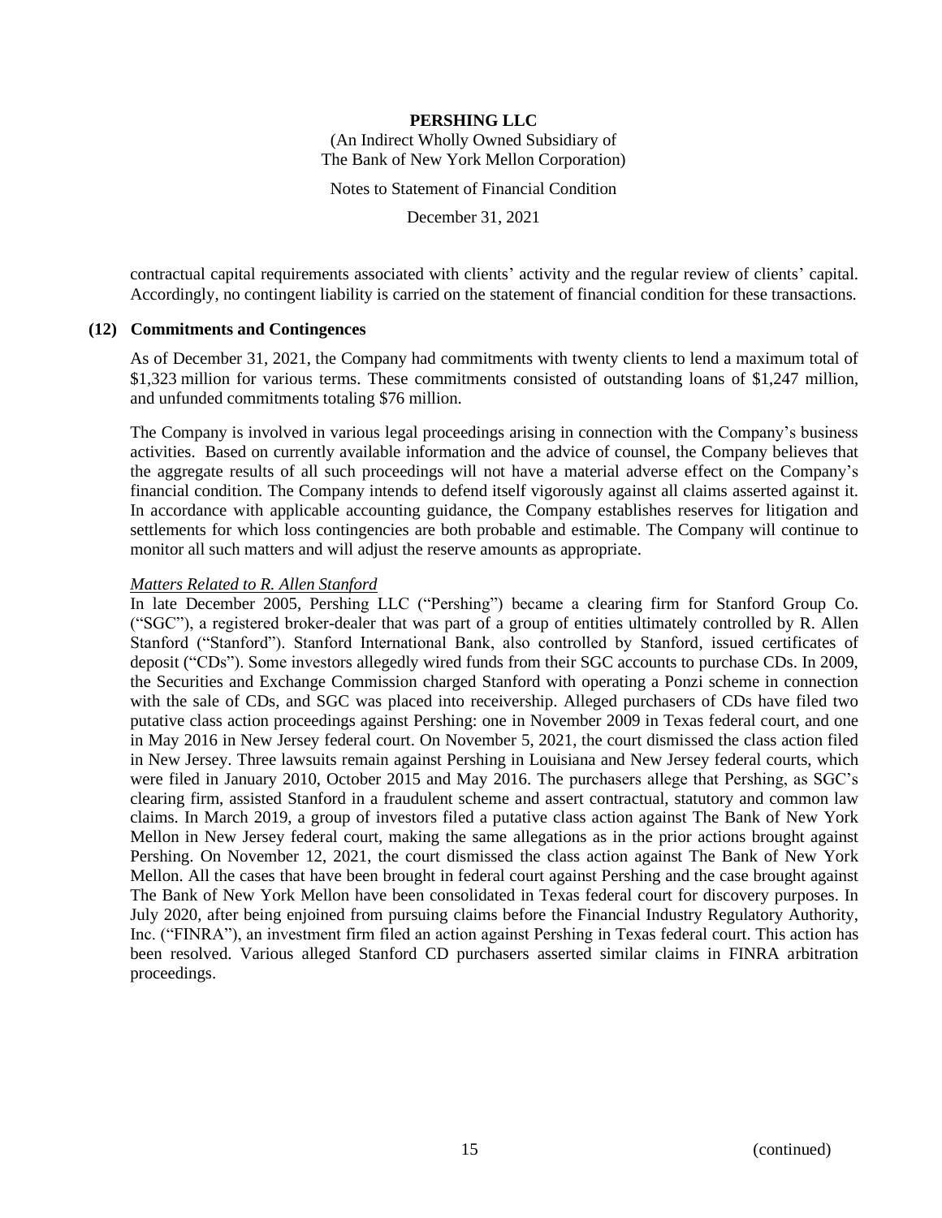contractual capital requirements associated with clients' activity and the regular review of clients' capital. Accordingly, no contingent liability is carried on the statement of financial condition for these transactions.

## (12) Commitments and Contingences

As of December 31, 2021, the Company had commitments with twenty clients to lend a maximum total of \$1,323 million for various terms. These commitments consisted of outstanding loans of \$1,247 million, and unfunded commitments totaling \$76 million.

The Company is involved in various legal proceedings arising in connection with the Company's business activities. Based on currently available information and the advice of counsel, the Company believes that the aggregate results of all such proceedings will not have a material adverse effect on the Company's financial condition. The Company intends to defend itself vigorously against all claims asserted against it. In accordance with applicable accounting guidance, the Company establishes reserves for litigation and settlements for which loss contingencies are both probable and estimable. The Company will continue to monitor all such matters and will adjust the reserve amounts as appropriate.

*Matters Related to R. Allen Stanford*

In late December 2005, Pershing LLC ("Pershing") became a clearing firm for Stanford Group Co. ("SGC"), a registered broker-dealer that was part of a group of entities ultimately controlled by R. Allen Stanford ("Stanford"). Stanford International Bank, also controlled by Stanford, issued certificates of deposit ("CDs"). Some investors allegedly wired funds from their SGC accounts to purchase CDs. In 2009, the Securities and Exchange Commission charged Stanford with operating a Ponzi scheme in connection with the sale of CDs, and SGC was placed into receivership. Alleged purchasers of CDs have filed two putative class action proceedings against Pershing: one in November 2009 in Texas federal court, and one in May 2016 in New Jersey federal court. On November 5, 2021, the court dismissed the class action filed in New Jersey. Three lawsuits remain against Pershing in Louisiana and New Jersey federal courts, which were filed in January 2010, October 2015 and May 2016. The purchasers allege that Pershing, as SGC's clearing firm, assisted Stanford in a fraudulent scheme and assert contractual, statutory and common law claims. In March 2019, a group of investors filed a putative class action against The Bank of New York Mellon in New Jersey federal court, making the same allegations as in the prior actions brought against Pershing. On November 12, 2021, the court dismissed the class action against The Bank of New York Mellon. All the cases that have been brought in federal court against Pershing and the case brought against The Bank of New York Mellon have been consolidated in Texas federal court for discovery purposes. In July 2020, after being enjoined from pursuing claims before the Financial Industry Regulatory Authority, Inc. ("FINRA"), an investment firm filed an action against Pershing in Texas federal court. This action has been resolved. Various alleged Stanford CD purchasers asserted similar claims in FINRA arbitration proceedings.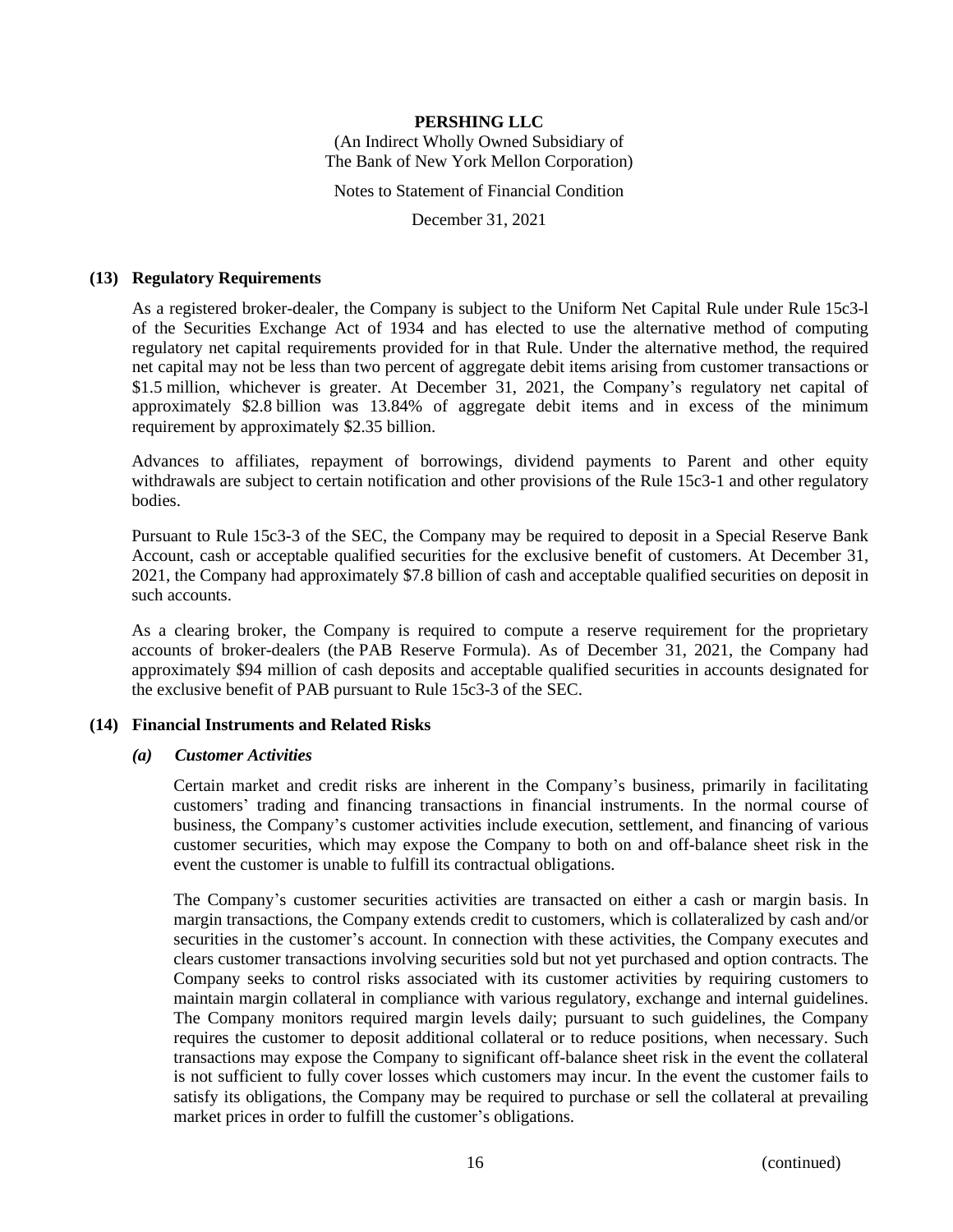## (13) Regulatory Requirements

As a registered broker-dealer, the Company is subject to the Uniform Net Capital Rule under Rule 15c3-l of the Securities Exchange Act of 1934 and has elected to use the alternative method of computing regulatory net capital requirements provided for in that Rule. Under the alternative method, the required net capital may not be less than two percent of aggregate debit items arising from customer transactions or \$1.5 million, whichever is greater. At December 31, 2021, the Company's regulatory net capital of approximately \$2.8 billion was 13.84% of aggregate debit items and in excess of the minimum requirement by approximately \$2.35 billion.

Advances to affiliates, repayment of borrowings, dividend payments to Parent and other equity withdrawals are subject to certain notification and other provisions of the Rule 15c3-1 and other regulatory bodies.

Pursuant to Rule 15c3-3 of the SEC, the Company may be required to deposit in a Special Reserve Bank Account, cash or acceptable qualified securities for the exclusive benefit of customers. At December 31, 2021, the Company had approximately \$7.8 billion of cash and acceptable qualified securities on deposit in such accounts.

As a clearing broker, the Company is required to compute a reserve requirement for the proprietary accounts of broker-dealers (the PAB Reserve Formula). As of December 31, 2021, the Company had approximately \$94 million of cash deposits and acceptable qualified securities in accounts designated for the exclusive benefit of PAB pursuant to Rule 15c3-3 of the SEC.

## (14) Financial Instruments and Related Risks

### *(a) Customer Activities*

Certain market and credit risks are inherent in the Company's business, primarily in facilitating customers' trading and financing transactions in financial instruments. In the normal course of business, the Company's customer activities include execution, settlement, and financing of various customer securities, which may expose the Company to both on and off-balance sheet risk in the event the customer is unable to fulfill its contractual obligations.

The Company's customer securities activities are transacted on either a cash or margin basis. In margin transactions, the Company extends credit to customers, which is collateralized by cash and/or securities in the customer's account. In connection with these activities, the Company executes and clears customer transactions involving securities sold but not yet purchased and option contracts. The Company seeks to control risks associated with its customer activities by requiring customers to maintain margin collateral in compliance with various regulatory, exchange and internal guidelines. The Company monitors required margin levels daily; pursuant to such guidelines, the Company requires the customer to deposit additional collateral or to reduce positions, when necessary. Such transactions may expose the Company to significant off-balance sheet risk in the event the collateral is not sufficient to fully cover losses which customers may incur. In the event the customer fails to satisfy its obligations, the Company may be required to purchase or sell the collateral at prevailing market prices in order to fulfill the customer's obligations.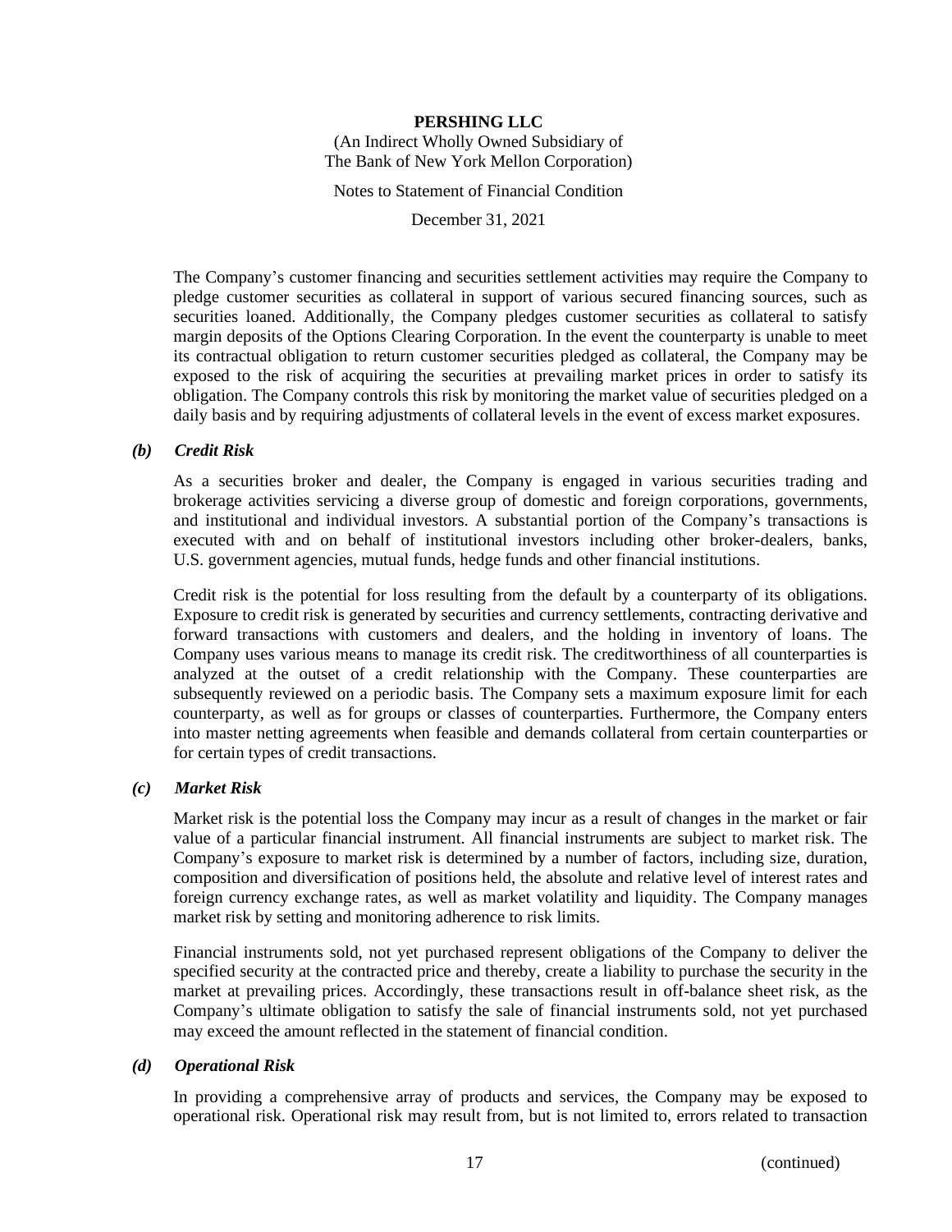The Company's customer financing and securities settlement activities may require the Company to pledge customer securities as collateral in support of various secured financing sources, such as securities loaned. Additionally, the Company pledges customer securities as collateral to satisfy margin deposits of the Options Clearing Corporation. In the event the counterparty is unable to meet its contractual obligation to return customer securities pledged as collateral, the Company may be exposed to the risk of acquiring the securities at prevailing market prices in order to satisfy its obligation. The Company controls this risk by monitoring the market value of securities pledged on a daily basis and by requiring adjustments of collateral levels in the event of excess market exposures.

### *(b) Credit Risk*

As a securities broker and dealer, the Company is engaged in various securities trading and brokerage activities servicing a diverse group of domestic and foreign corporations, governments, and institutional and individual investors. A substantial portion of the Company's transactions is executed with and on behalf of institutional investors including other broker-dealers, banks, U.S. government agencies, mutual funds, hedge funds and other financial institutions.

Credit risk is the potential for loss resulting from the default by a counterparty of its obligations. Exposure to credit risk is generated by securities and currency settlements, contracting derivative and forward transactions with customers and dealers, and the holding in inventory of loans. The Company uses various means to manage its credit risk. The creditworthiness of all counterparties is analyzed at the outset of a credit relationship with the Company. These counterparties are subsequently reviewed on a periodic basis. The Company sets a maximum exposure limit for each counterparty, as well as for groups or classes of counterparties. Furthermore, the Company enters into master netting agreements when feasible and demands collateral from certain counterparties or for certain types of credit transactions.

### *(c) Market Risk*

Market risk is the potential loss the Company may incur as a result of changes in the market or fair value of a particular financial instrument. All financial instruments are subject to market risk. The Company's exposure to market risk is determined by a number of factors, including size, duration, composition and diversification of positions held, the absolute and relative level of interest rates and foreign currency exchange rates, as well as market volatility and liquidity. The Company manages market risk by setting and monitoring adherence to risk limits.

Financial instruments sold, not yet purchased represent obligations of the Company to deliver the specified security at the contracted price and thereby, create a liability to purchase the security in the market at prevailing prices. Accordingly, these transactions result in off-balance sheet risk, as the Company's ultimate obligation to satisfy the sale of financial instruments sold, not yet purchased may exceed the amount reflected in the statement of financial condition.

### *(d) Operational Risk*

In providing a comprehensive array of products and services, the Company may be exposed to operational risk. Operational risk may result from, but is not limited to, errors related to transaction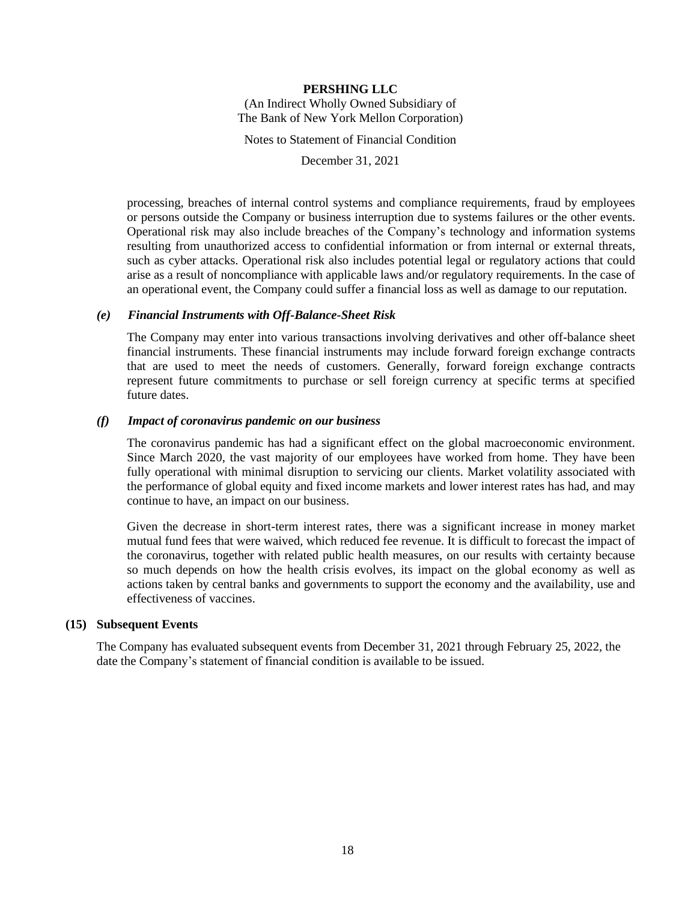processing, breaches of internal control systems and compliance requirements, fraud by employees or persons outside the Company or business interruption due to systems failures or the other events. Operational risk may also include breaches of the Company's technology and information systems resulting from unauthorized access to confidential information or from internal or external threats, such as cyber attacks. Operational risk also includes potential legal or regulatory actions that could arise as a result of noncompliance with applicable laws and/or regulatory requirements. In the case of an operational event, the Company could suffer a financial loss as well as damage to our reputation.

### *(e) Financial Instruments with Off-Balance-Sheet Risk*

The Company may enter into various transactions involving derivatives and other off-balance sheet financial instruments. These financial instruments may include forward foreign exchange contracts that are used to meet the needs of customers. Generally, forward foreign exchange contracts represent future commitments to purchase or sell foreign currency at specific terms at specified future dates.

### *(f) Impact of coronavirus pandemic on our business*

The coronavirus pandemic has had a significant effect on the global macroeconomic environment. Since March 2020, the vast majority of our employees have worked from home. They have been fully operational with minimal disruption to servicing our clients. Market volatility associated with the performance of global equity and fixed income markets and lower interest rates has had, and may continue to have, an impact on our business.

Given the decrease in short-term interest rates, there was a significant increase in money market mutual fund fees that were waived, which reduced fee revenue. It is difficult to forecast the impact of the coronavirus, together with related public health measures, on our results with certainty because so much depends on how the health crisis evolves, its impact on the global economy as well as actions taken by central banks and governments to support the economy and the availability, use and effectiveness of vaccines.

## (15) Subsequent Events

The Company has evaluated subsequent events from December 31, 2021 through February 25, 2022, the date the Company's statement of financial condition is available to be issued.